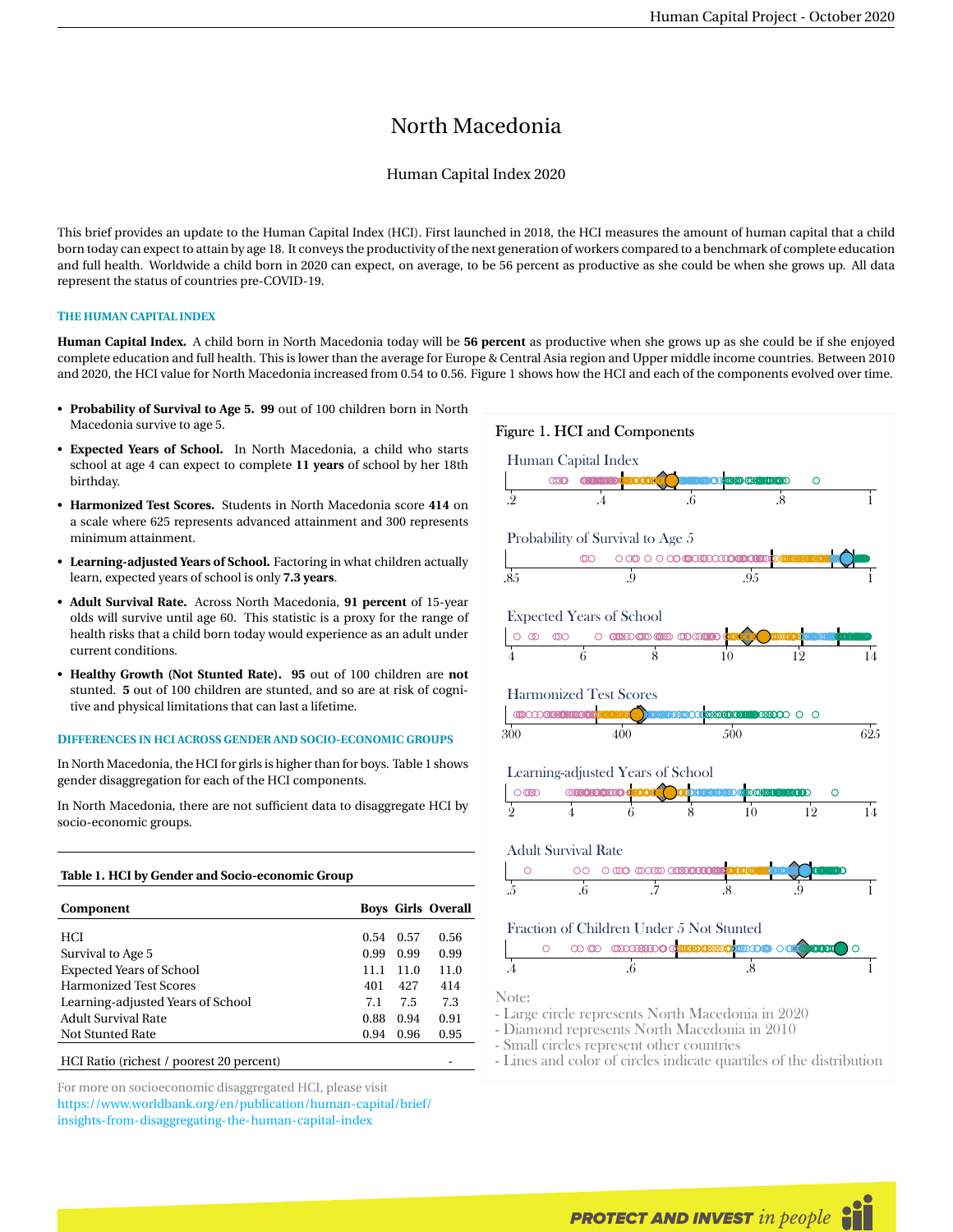# North Macedonia

## Human Capital Index 2020

This brief provides an update to the Human Capital Index (HCI). First launched in 2018, the HCI measures the amount of human capital that a child born today can expect to attain by age 18. It conveys the productivity of the next generation of workers compared to a benchmark of complete education and full health. Worldwide a child born in 2020 can expect, on average, to be 56 percent as productive as she could be when she grows up. All data represent the status of countries pre-COVID-19.

### THE HUMAN CAPITAL INDEX

**Human Capital Index.** A child born in North Macedonia today will be **56 percent** as productive when she grows up as she could be if she enjoyed complete education and full health. This is lower than the average for Europe & Central Asia region and Upper middle income countries. Between 2010 and 2020, the HCI value for North Macedonia increased from 0.54 to 0.56. Figure 1 shows how the HCI and each of the components evolved over time.

- **Probability of Survival to Age 5. 99** out of 100 children born in North Macedonia survive to age 5.
- **Expected Years of School.** In North Macedonia, a child who starts school at age 4 can expect to complete **11 years** of school by her 18th birthday.
- **Harmonized Test Scores.** Students in North Macedonia score **414** on a scale where 625 represents advanced attainment and 300 represents minimum attainment.
- **Learning-adjusted Years of School.** Factoring in what children actually learn, expected years of school is only **7.3 years**.
- **Adult Survival Rate.** Across North Macedonia, **91 percent** of 15-year olds will survive until age 60. This statistic is a proxy for the range of health risks that a child born today would experience as an adult under current conditions.
- **Healthy Growth (Not Stunted Rate). 95** out of 100 children are **not** stunted. **5** out of 100 children are stunted, and so are at risk of cognitive and physical limitations that can last a lifetime.

### DIFFERENCES IN HCI ACROSS GENDER AND SOCIO-ECONOMIC GROUPS

In North Macedonia, the HCI for girls is higher than for boys. Table 1 shows gender disaggregation for each of the HCI components.

In North Macedonia, there are not sufficient data to disaggregate HCI by socio-economic groups.

**Table 1. HCI by Gender and Socio-economic Group**

| Component | Boys | Girls | Overall |
|---|---|---|---|
| HCI | 0.54 | 0.57 | 0.56 |
| Survival to Age 5 | 0.99 | 0.99 | 0.99 |
| Expected Years of School | 11.1 | 11.0 | 11.0 |
| Harmonized Test Scores | 401 | 427 | 414 |
| Learning-adjusted Years of School | 7.1 | 7.5 | 7.3 |
| Adult Survival Rate | 0.88 | 0.94 | 0.91 |
| Not Stunted Rate | 0.94 | 0.96 | 0.95 |
| HCI Ratio (richest / poorest 20 percent) | | | - |

For more on socioeconomic disaggregated HCI, please visit https://www.worldbank.org/en/publication/human-capital/brief/insights-from-disaggregating-the-human-capital-index

**Figure 1. HCI and Components**

Human Capital Index
.2 .4 .6 .8 1

Probability of Survival to Age 5
.85 .9 .95 1

Expected Years of School
4 6 8 10 12 14

Harmonized Test Scores
300 400 500 625

Learning-adjusted Years of School
2 4 6 8 10 12 14

Adult Survival Rate
.5 .6 .7 .8 .9 1

Fraction of Children Under 5 Not Stunted
.4 .6 .8 1

Note:
- Large circle represents North Macedonia in 2020
- Diamond represents North Macedonia in 2010
- Small circles represent other countries
- Lines and color of circles indicate quartiles of the distribution

PROTECT AND INVEST *in people*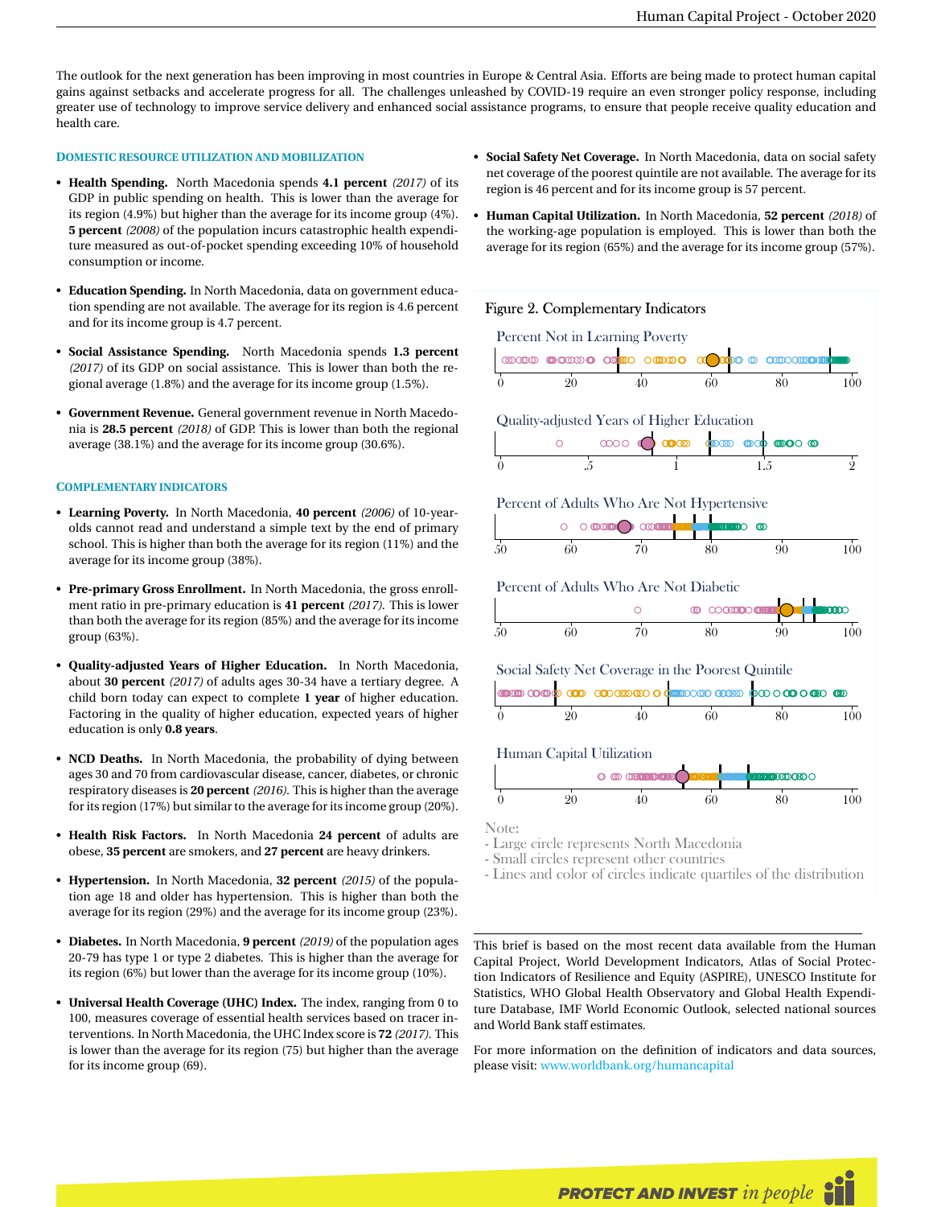The outlook for the next generation has been improving in most countries in Europe & Central Asia. Efforts are being made to protect human capital gains against setbacks and accelerate progress for all. The challenges unleashed by COVID-19 require an even stronger policy response, including greater use of technology to improve service delivery and enhanced social assistance programs, to ensure that people receive quality education and health care.

### DOMESTIC RESOURCE UTILIZATION AND MOBILIZATION

- **Health Spending.** North Macedonia spends **4.1 percent** *(2017)* of its GDP in public spending on health. This is lower than the average for its region (4.9%) but higher than the average for its income group (4%). **5 percent** *(2008)* of the population incurs catastrophic health expenditure measured as out-of-pocket spending exceeding 10% of household consumption or income.

- **Education Spending.** In North Macedonia, data on government education spending are not available. The average for its region is 4.6 percent and for its income group is 4.7 percent.

- **Social Assistance Spending.** North Macedonia spends **1.3 percent** *(2017)* of its GDP on social assistance. This is lower than both the regional average (1.8%) and the average for its income group (1.5%).

- **Government Revenue.** General government revenue in North Macedonia is **28.5 percent** *(2018)* of GDP. This is lower than both the regional average (38.1%) and the average for its income group (30.6%).

### COMPLEMENTARY INDICATORS

- **Learning Poverty.** In North Macedonia, **40 percent** *(2006)* of 10-year-olds cannot read and understand a simple text by the end of primary school. This is higher than both the average for its region (11%) and the average for its income group (38%).

- **Pre-primary Gross Enrollment.** In North Macedonia, the gross enrollment ratio in pre-primary education is **41 percent** *(2017)*. This is lower than both the average for its region (85%) and the average for its income group (63%).

- **Quality-adjusted Years of Higher Education.** In North Macedonia, about **30 percent** *(2017)* of adults ages 30-34 have a tertiary degree. A child born today can expect to complete **1 year** of higher education. Factoring in the quality of higher education, expected years of higher education is only **0.8 years**.

- **NCD Deaths.** In North Macedonia, the probability of dying between ages 30 and 70 from cardiovascular disease, cancer, diabetes, or chronic respiratory diseases is **20 percent** *(2016)*. This is higher than the average for its region (17%) but similar to the average for its income group (20%).

- **Health Risk Factors.** In North Macedonia **24 percent** of adults are obese, **35 percent** are smokers, and **27 percent** are heavy drinkers.

- **Hypertension.** In North Macedonia, **32 percent** *(2015)* of the population age 18 and older has hypertension. This is higher than both the average for its region (29%) and the average for its income group (23%).

- **Diabetes.** In North Macedonia, **9 percent** *(2019)* of the population ages 20-79 has type 1 or type 2 diabetes. This is higher than the average for its region (6%) but lower than the average for its income group (10%).

- **Universal Health Coverage (UHC) Index.** The index, ranging from 0 to 100, measures coverage of essential health services based on tracer interventions. In North Macedonia, the UHC Index score is **72** *(2017)*. This is lower than the average for its region (75) but higher than the average for its income group (69).

- **Social Safety Net Coverage.** In North Macedonia, data on social safety net coverage of the poorest quintile are not available. The average for its region is 46 percent and for its income group is 57 percent.

- **Human Capital Utilization.** In North Macedonia, **52 percent** *(2018)* of the working-age population is employed. This is lower than both the average for its region (65%) and the average for its income group (57%).

Figure 2. Complementary Indicators

Percent Not in Learning Poverty
0 20 40 60 80 100

Quality-adjusted Years of Higher Education
0 .5 1 1.5 2

Percent of Adults Who Are Not Hypertensive
50 60 70 80 90 100

Percent of Adults Who Are Not Diabetic
50 60 70 80 90 100

Social Safety Net Coverage in the Poorest Quintile
0 20 40 60 80 100

Human Capital Utilization
0 20 40 60 80 100

Note:
- Large circle represents North Macedonia
- Small circles represent other countries
- Lines and color of circles indicate quartiles of the distribution

This brief is based on the most recent data available from the Human Capital Project, World Development Indicators, Atlas of Social Protection Indicators of Resilience and Equity (ASPIRE), UNESCO Institute for Statistics, WHO Global Health Observatory and Global Health Expenditure Database, IMF World Economic Outlook, selected national sources and World Bank staff estimates.

For more information on the definition of indicators and data sources, please visit: www.worldbank.org/humancapital